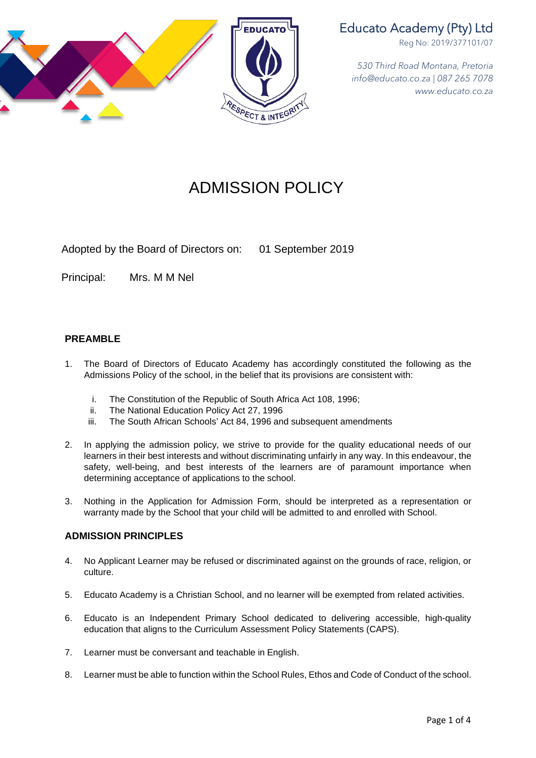Educato Academy (Pty) Ltd
Reg No: 2019/377101/07

*530 Third Road Montana, Pretoria*
*info@educato.co.za | 087 265 7078*
*www.educato.co.za*

# ADMISSION POLICY

Adopted by the Board of Directors on: 01 September 2019

Principal: Mrs. M M Nel

## PREAMBLE

1. The Board of Directors of Educato Academy has accordingly constituted the following as the Admissions Policy of the school, in the belief that its provisions are consistent with:

   i. The Constitution of the Republic of South Africa Act 108, 1996;
   ii. The National Education Policy Act 27, 1996
   iii. The South African Schools' Act 84, 1996 and subsequent amendments

2. In applying the admission policy, we strive to provide for the quality educational needs of our learners in their best interests and without discriminating unfairly in any way. In this endeavour, the safety, well-being, and best interests of the learners are of paramount importance when determining acceptance of applications to the school.

3. Nothing in the Application for Admission Form, should be interpreted as a representation or warranty made by the School that your child will be admitted to and enrolled with School.

## ADMISSION PRINCIPLES

4. No Applicant Learner may be refused or discriminated against on the grounds of race, religion, or culture.

5. Educato Academy is a Christian School, and no learner will be exempted from related activities.

6. Educato is an Independent Primary School dedicated to delivering accessible, high-quality education that aligns to the Curriculum Assessment Policy Statements (CAPS).

7. Learner must be conversant and teachable in English.

8. Learner must be able to function within the School Rules, Ethos and Code of Conduct of the school.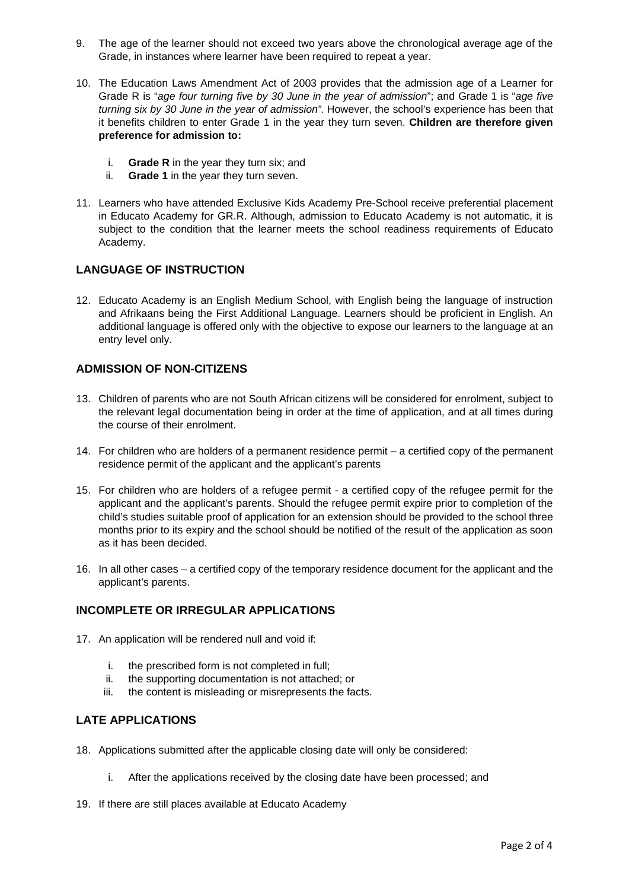9. The age of the learner should not exceed two years above the chronological average age of the Grade, in instances where learner have been required to repeat a year.

10. The Education Laws Amendment Act of 2003 provides that the admission age of a Learner for Grade R is "*age four turning five by 30 June in the year of admission*"; and Grade 1 is "*age five turning six by 30 June in the year of admission"*. However, the school's experience has been that it benefits children to enter Grade 1 in the year they turn seven. **Children are therefore given preference for admission to:**

    i. **Grade R** in the year they turn six; and
    ii. **Grade 1** in the year they turn seven.

11. Learners who have attended Exclusive Kids Academy Pre-School receive preferential placement in Educato Academy for GR.R. Although, admission to Educato Academy is not automatic, it is subject to the condition that the learner meets the school readiness requirements of Educato Academy.

### LANGUAGE OF INSTRUCTION

12. Educato Academy is an English Medium School, with English being the language of instruction and Afrikaans being the First Additional Language. Learners should be proficient in English. An additional language is offered only with the objective to expose our learners to the language at an entry level only.

### ADMISSION OF NON-CITIZENS

13. Children of parents who are not South African citizens will be considered for enrolment, subject to the relevant legal documentation being in order at the time of application, and at all times during the course of their enrolment.

14. For children who are holders of a permanent residence permit – a certified copy of the permanent residence permit of the applicant and the applicant's parents

15. For children who are holders of a refugee permit - a certified copy of the refugee permit for the applicant and the applicant's parents. Should the refugee permit expire prior to completion of the child's studies suitable proof of application for an extension should be provided to the school three months prior to its expiry and the school should be notified of the result of the application as soon as it has been decided.

16. In all other cases – a certified copy of the temporary residence document for the applicant and the applicant's parents.

### INCOMPLETE OR IRREGULAR APPLICATIONS

17. An application will be rendered null and void if:

    i. the prescribed form is not completed in full;
    ii. the supporting documentation is not attached; or
    iii. the content is misleading or misrepresents the facts.

### LATE APPLICATIONS

18. Applications submitted after the applicable closing date will only be considered:

    i. After the applications received by the closing date have been processed; and

19. If there are still places available at Educato Academy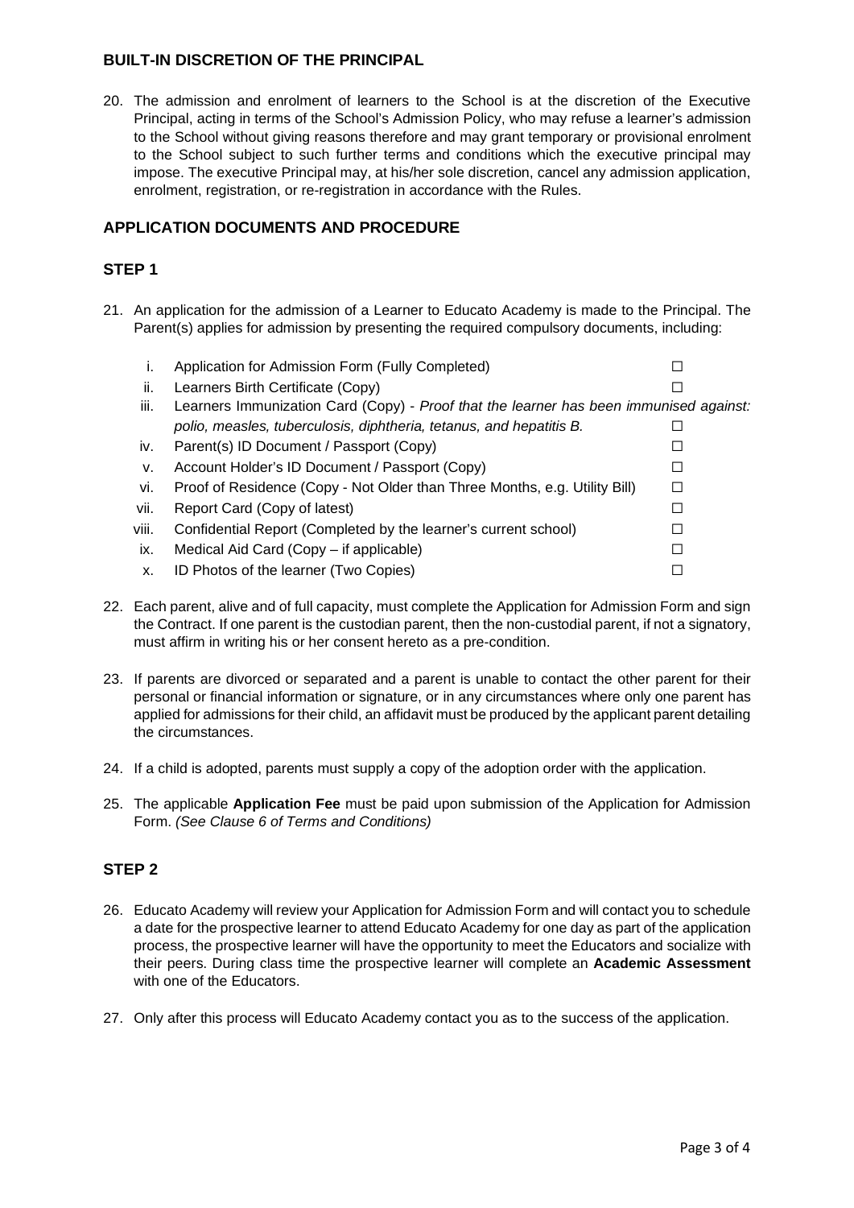## BUILT-IN DISCRETION OF THE PRINCIPAL

20. The admission and enrolment of learners to the School is at the discretion of the Executive Principal, acting in terms of the School's Admission Policy, who may refuse a learner's admission to the School without giving reasons therefore and may grant temporary or provisional enrolment to the School subject to such further terms and conditions which the executive principal may impose. The executive Principal may, at his/her sole discretion, cancel any admission application, enrolment, registration, or re-registration in accordance with the Rules.

## APPLICATION DOCUMENTS AND PROCEDURE

### STEP 1

21. An application for the admission of a Learner to Educato Academy is made to the Principal. The Parent(s) applies for admission by presenting the required compulsory documents, including:

    i. Application for Admission Form (Fully Completed) ☐
    ii. Learners Birth Certificate (Copy) ☐
    iii. Learners Immunization Card (Copy) - *Proof that the learner has been immunised against: polio, measles, tuberculosis, diphtheria, tetanus, and hepatitis B.* ☐
    iv. Parent(s) ID Document / Passport (Copy) ☐
    v. Account Holder's ID Document / Passport (Copy) ☐
    vi. Proof of Residence (Copy - Not Older than Three Months, e.g. Utility Bill) ☐
    vii. Report Card (Copy of latest) ☐
    viii. Confidential Report (Completed by the learner's current school) ☐
    ix. Medical Aid Card (Copy – if applicable) ☐
    x. ID Photos of the learner (Two Copies) ☐

22. Each parent, alive and of full capacity, must complete the Application for Admission Form and sign the Contract. If one parent is the custodian parent, then the non-custodial parent, if not a signatory, must affirm in writing his or her consent hereto as a pre-condition.

23. If parents are divorced or separated and a parent is unable to contact the other parent for their personal or financial information or signature, or in any circumstances where only one parent has applied for admissions for their child, an affidavit must be produced by the applicant parent detailing the circumstances.

24. If a child is adopted, parents must supply a copy of the adoption order with the application.

25. The applicable **Application Fee** must be paid upon submission of the Application for Admission Form. *(See Clause 6 of Terms and Conditions)*

### STEP 2

26. Educato Academy will review your Application for Admission Form and will contact you to schedule a date for the prospective learner to attend Educato Academy for one day as part of the application process, the prospective learner will have the opportunity to meet the Educators and socialize with their peers. During class time the prospective learner will complete an **Academic Assessment** with one of the Educators.

27. Only after this process will Educato Academy contact you as to the success of the application.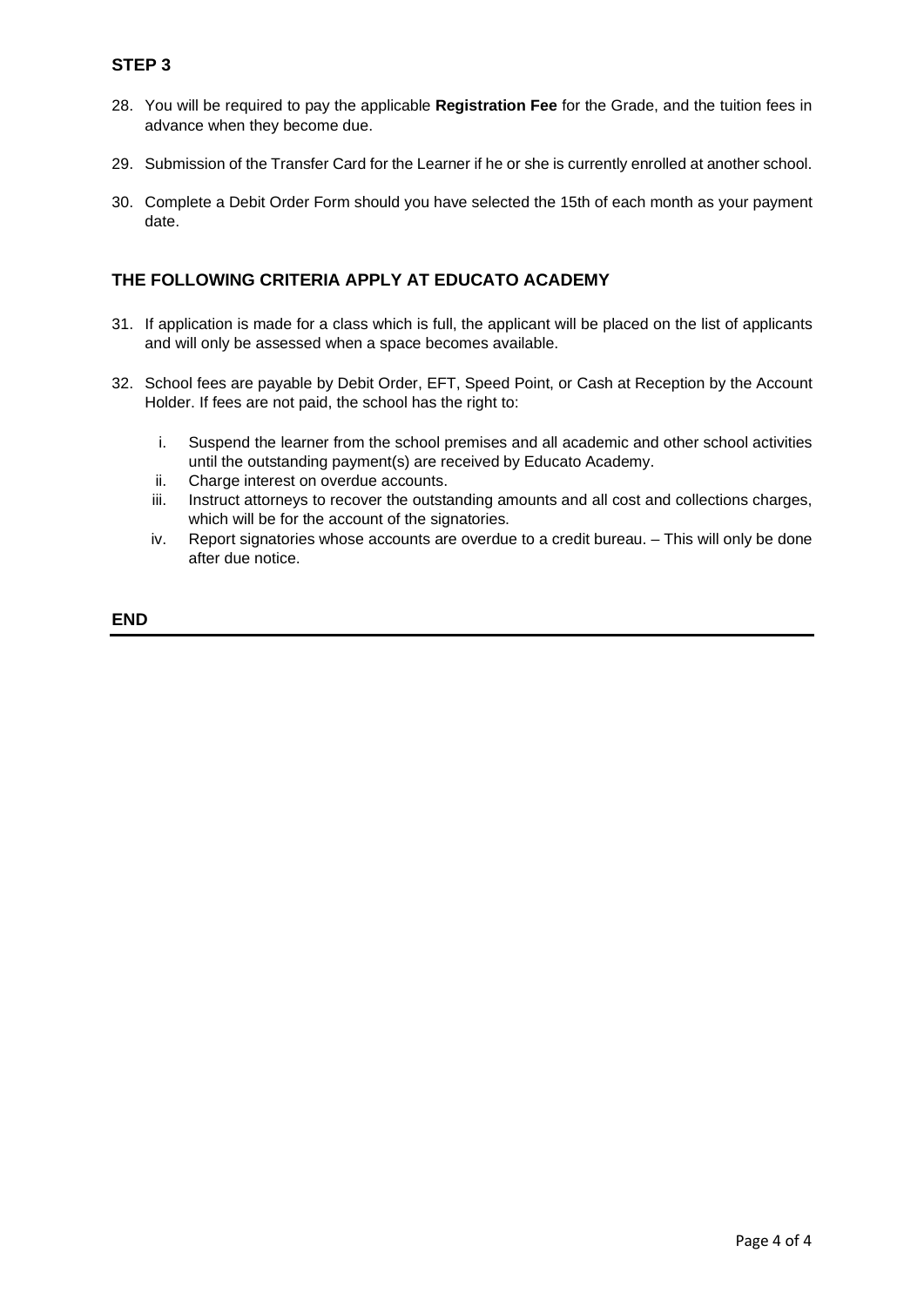### STEP 3

28. You will be required to pay the applicable **Registration Fee** for the Grade, and the tuition fees in advance when they become due.

29. Submission of the Transfer Card for the Learner if he or she is currently enrolled at another school.

30. Complete a Debit Order Form should you have selected the 15th of each month as your payment date.

### THE FOLLOWING CRITERIA APPLY AT EDUCATO ACADEMY

31. If application is made for a class which is full, the applicant will be placed on the list of applicants and will only be assessed when a space becomes available.

32. School fees are payable by Debit Order, EFT, Speed Point, or Cash at Reception by the Account Holder. If fees are not paid, the school has the right to:

    i. Suspend the learner from the school premises and all academic and other school activities until the outstanding payment(s) are received by Educato Academy.
    ii. Charge interest on overdue accounts.
    iii. Instruct attorneys to recover the outstanding amounts and all cost and collections charges, which will be for the account of the signatories.
    iv. Report signatories whose accounts are overdue to a credit bureau. – This will only be done after due notice.

**END**

---